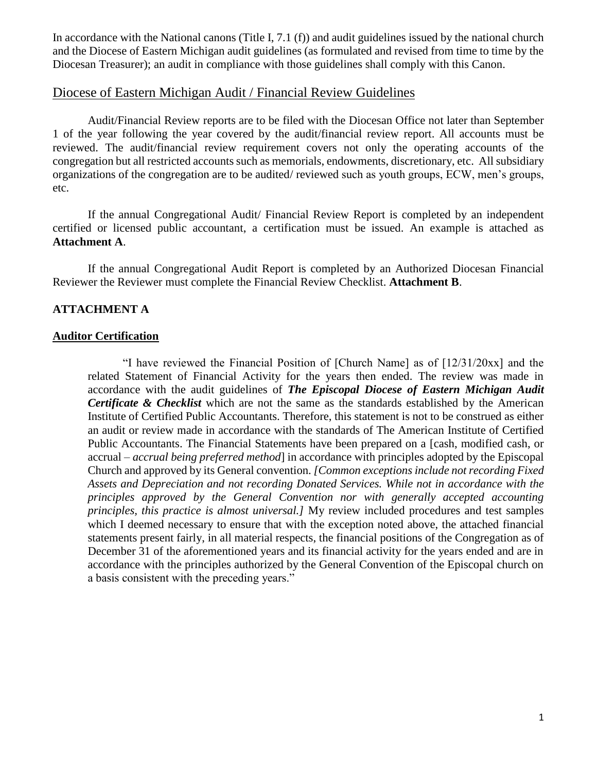In accordance with the National canons (Title I, 7.1 (f)) and audit guidelines issued by the national church and the Diocese of Eastern Michigan audit guidelines (as formulated and revised from time to time by the Diocesan Treasurer); an audit in compliance with those guidelines shall comply with this Canon.

## Diocese of Eastern Michigan Audit / Financial Review Guidelines

Audit/Financial Review reports are to be filed with the Diocesan Office not later than September 1 of the year following the year covered by the audit/financial review report. All accounts must be reviewed. The audit/financial review requirement covers not only the operating accounts of the congregation but all restricted accounts such as memorials, endowments, discretionary, etc. All subsidiary organizations of the congregation are to be audited/ reviewed such as youth groups, ECW, men's groups, etc.

If the annual Congregational Audit/ Financial Review Report is completed by an independent certified or licensed public accountant, a certification must be issued. An example is attached as **Attachment A**.

If the annual Congregational Audit Report is completed by an Authorized Diocesan Financial Reviewer the Reviewer must complete the Financial Review Checklist. **Attachment B**.

### ATTACHMENT A

**Auditor Certification**

> "I have reviewed the Financial Position of [Church Name] as of [12/31/20xx] and the related Statement of Financial Activity for the years then ended. The review was made in accordance with the audit guidelines of ***The Episcopal Diocese of Eastern Michigan Audit Certificate & Checklist*** which are not the same as the standards established by the American Institute of Certified Public Accountants. Therefore, this statement is not to be construed as either an audit or review made in accordance with the standards of The American Institute of Certified Public Accountants. The Financial Statements have been prepared on a [cash, modified cash, or accrual – *accrual being preferred method*] in accordance with principles adopted by the Episcopal Church and approved by its General convention. *[Common exceptions include not recording Fixed Assets and Depreciation and not recording Donated Services. While not in accordance with the principles approved by the General Convention nor with generally accepted accounting principles, this practice is almost universal.]* My review included procedures and test samples which I deemed necessary to ensure that with the exception noted above, the attached financial statements present fairly, in all material respects, the financial positions of the Congregation as of December 31 of the aforementioned years and its financial activity for the years ended and are in accordance with the principles authorized by the General Convention of the Episcopal church on a basis consistent with the preceding years."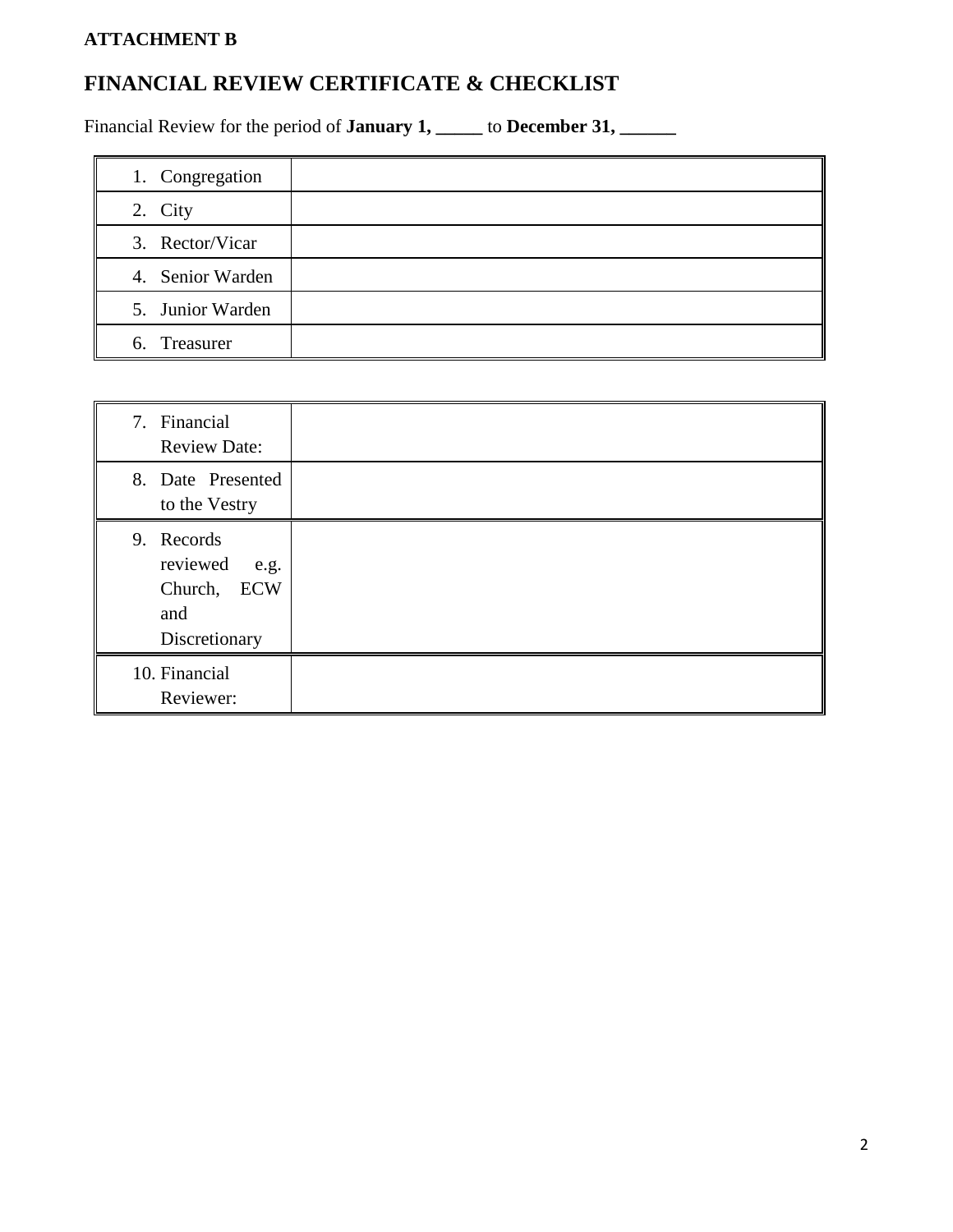**ATTACHMENT B**

## FINANCIAL REVIEW CERTIFICATE & CHECKLIST

Financial Review for the period of **January 1, _____** to **December 31, ______**

| | |
|---|---|
| 1. Congregation | |
| 2. City | |
| 3. Rector/Vicar | |
| 4. Senior Warden | |
| 5. Junior Warden | |
| 6. Treasurer | |

| | |
|---|---|
| 7. Financial Review Date: | |
| 8. Date Presented to the Vestry | |
| 9. Records reviewed e.g. Church, ECW and Discretionary | |
| 10. Financial Reviewer: | |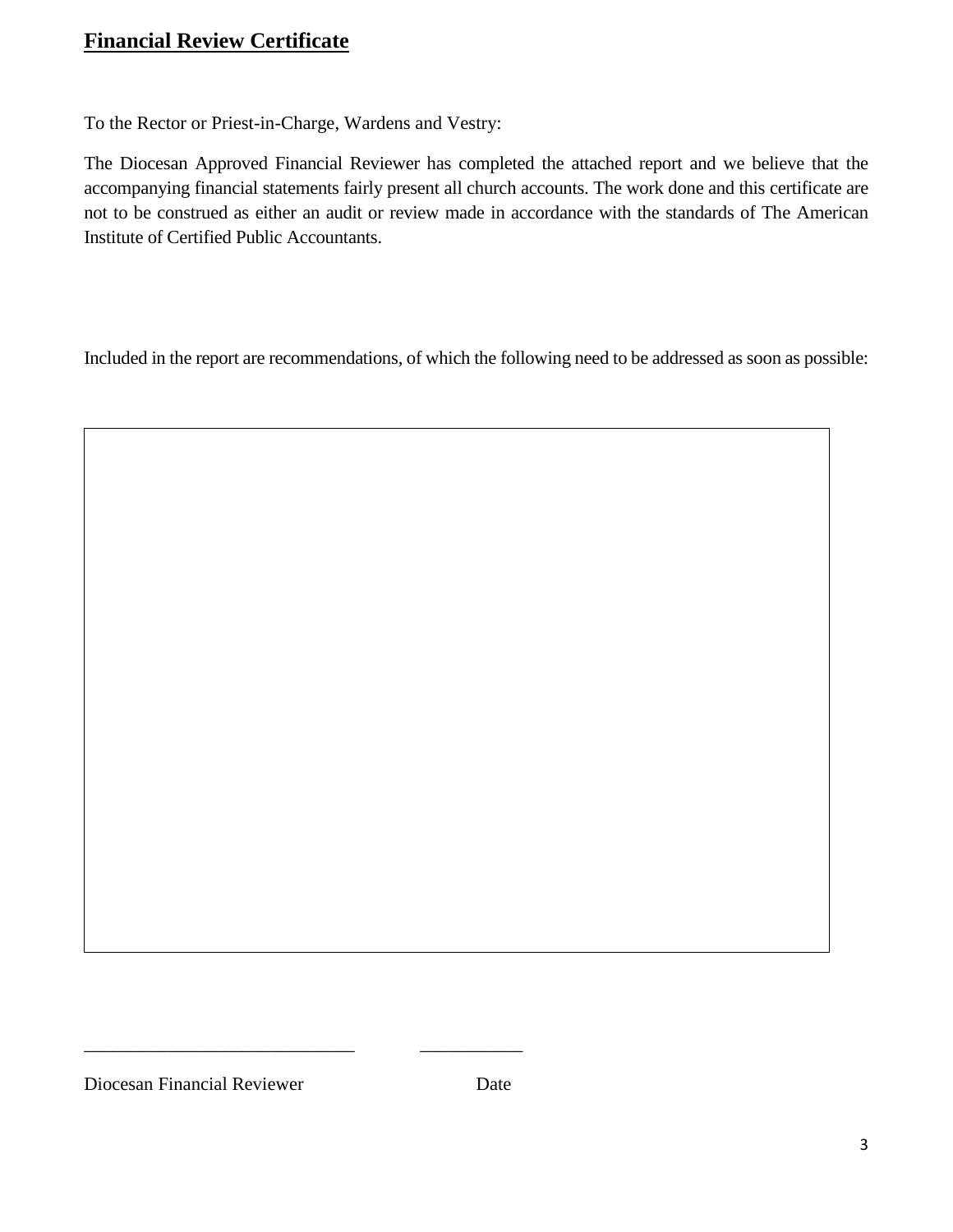## Financial Review Certificate

To the Rector or Priest-in-Charge, Wardens and Vestry:

The Diocesan Approved Financial Reviewer has completed the attached report and we believe that the accompanying financial statements fairly present all church accounts. The work done and this certificate are not to be construed as either an audit or review made in accordance with the standards of The American Institute of Certified Public Accountants.

Included in the report are recommendations, of which the following need to be addressed as soon as possible:

| |
|---|
| |

_____________________________ ___________

Diocesan Financial Reviewer Date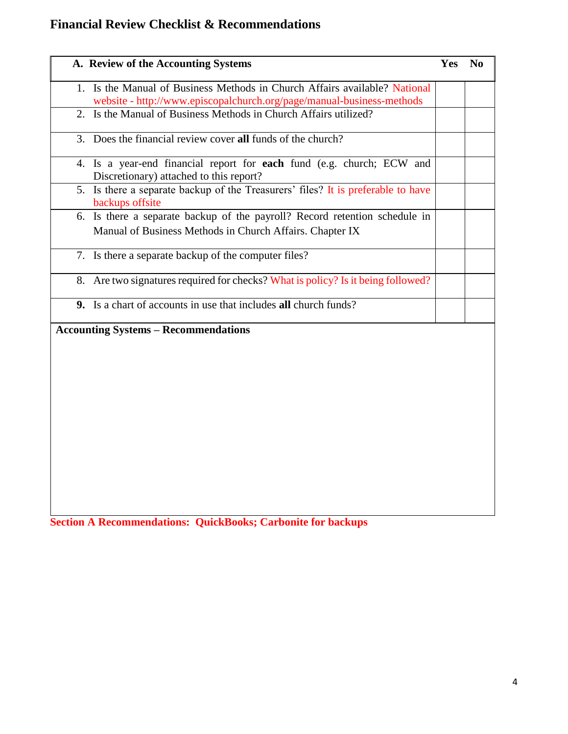## Financial Review Checklist & Recommendations

| A. Review of the Accounting Systems | Yes | No |
|---|---|---|
| 1. Is the Manual of Business Methods in Church Affairs available? National website - http://www.episcopalchurch.org/page/manual-business-methods | | |
| 2. Is the Manual of Business Methods in Church Affairs utilized? | | |
| 3. Does the financial review cover **all** funds of the church? | | |
| 4. Is a year-end financial report for **each** fund (e.g. church; ECW and Discretionary) attached to this report? | | |
| 5. Is there a separate backup of the Treasurers' files? It is preferable to have backups offsite | | |
| 6. Is there a separate backup of the payroll? Record retention schedule in Manual of Business Methods in Church Affairs. Chapter IX | | |
| 7. Is there a separate backup of the computer files? | | |
| 8. Are two signatures required for checks? What is policy? Is it being followed? | | |
| **9.** Is a chart of accounts in use that includes **all** church funds? | | |

**Accounting Systems – Recommendations**

**Section A Recommendations: QuickBooks; Carbonite for backups**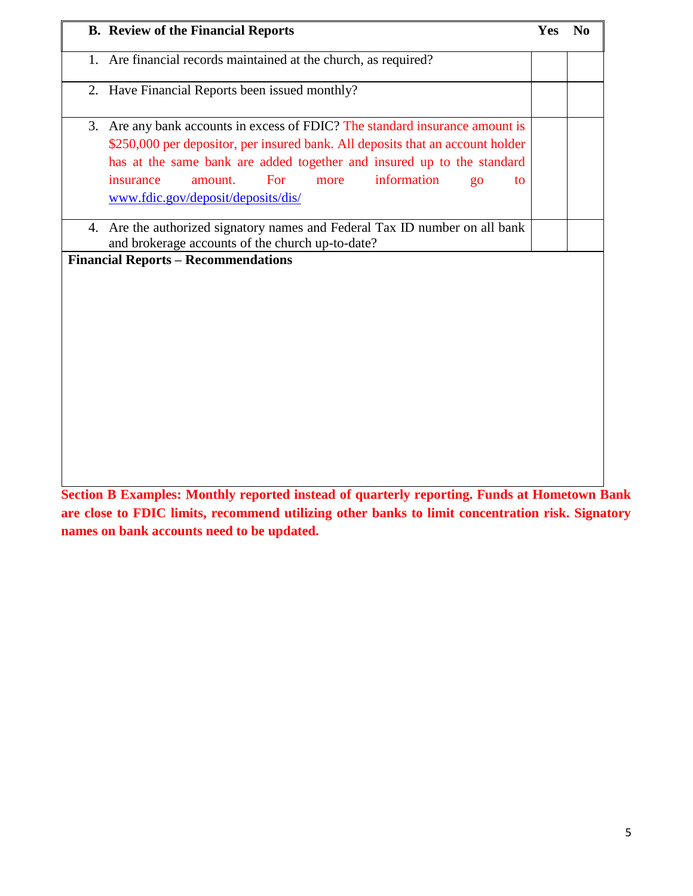| B. Review of the Financial Reports | Yes | No |
|---|---|---|
| 1. Are financial records maintained at the church, as required? | | |
| 2. Have Financial Reports been issued monthly? | | |
| 3. Are any bank accounts in excess of FDIC? The standard insurance amount is $250,000 per depositor, per insured bank. All deposits that an account holder has at the same bank are added together and insured up to the standard insurance amount. For more information go to www.fdic.gov/deposit/deposits/dis/ | | |
| 4. Are the authorized signatory names and Federal Tax ID number on all bank and brokerage accounts of the church up-to-date? | | |

**Financial Reports – Recommendations**

**Section B Examples: Monthly reported instead of quarterly reporting. Funds at Hometown Bank are close to FDIC limits, recommend utilizing other banks to limit concentration risk. Signatory names on bank accounts need to be updated.**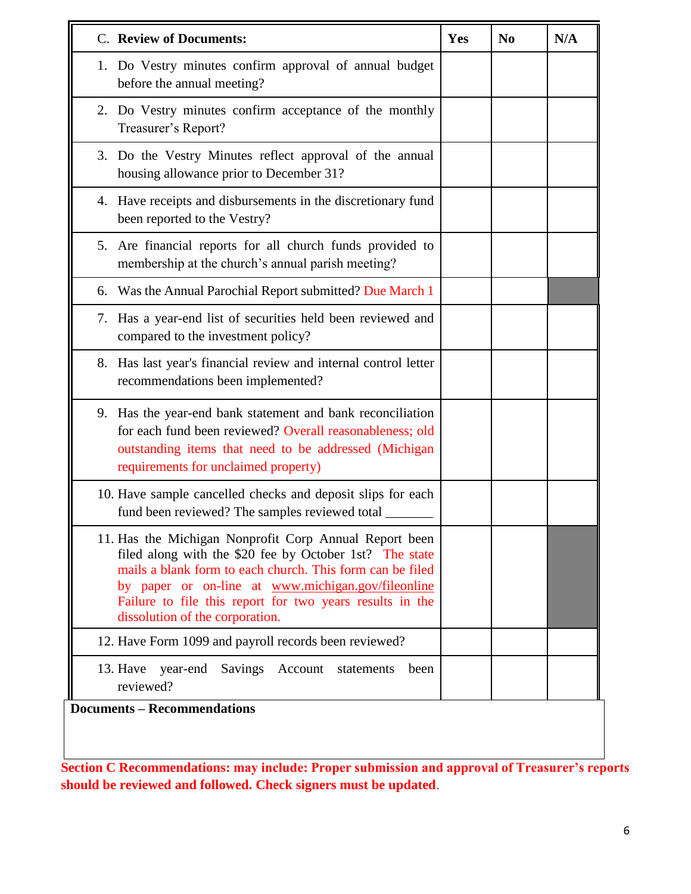| C. **Review of Documents:** | **Yes** | **No** | **N/A** |
|---|---|---|---|
| 1. Do Vestry minutes confirm approval of annual budget before the annual meeting? | | | |
| 2. Do Vestry minutes confirm acceptance of the monthly Treasurer's Report? | | | |
| 3. Do the Vestry Minutes reflect approval of the annual housing allowance prior to December 31? | | | |
| 4. Have receipts and disbursements in the discretionary fund been reported to the Vestry? | | | |
| 5. Are financial reports for all church funds provided to membership at the church's annual parish meeting? | | | |
| 6. Was the Annual Parochial Report submitted? Due March 1 | | | |
| 7. Has a year-end list of securities held been reviewed and compared to the investment policy? | | | |
| 8. Has last year's financial review and internal control letter recommendations been implemented? | | | |
| 9. Has the year-end bank statement and bank reconciliation for each fund been reviewed? Overall reasonableness; old outstanding items that need to be addressed (Michigan requirements for unclaimed property) | | | |
| 10. Have sample cancelled checks and deposit slips for each fund been reviewed? The samples reviewed total _______ | | | |
| 11. Has the Michigan Nonprofit Corp Annual Report been filed along with the $20 fee by October 1st? The state mails a blank form to each church. This form can be filed by paper or on-line at www.michigan.gov/fileonline Failure to file this report for two years results in the dissolution of the corporation. | | | |
| 12. Have Form 1099 and payroll records been reviewed? | | | |
| 13. Have year-end Savings Account statements been reviewed? | | | |

**Documents – Recommendations**

**Section C Recommendations: may include: Proper submission and approval of Treasurer's reports should be reviewed and followed. Check signers must be updated**.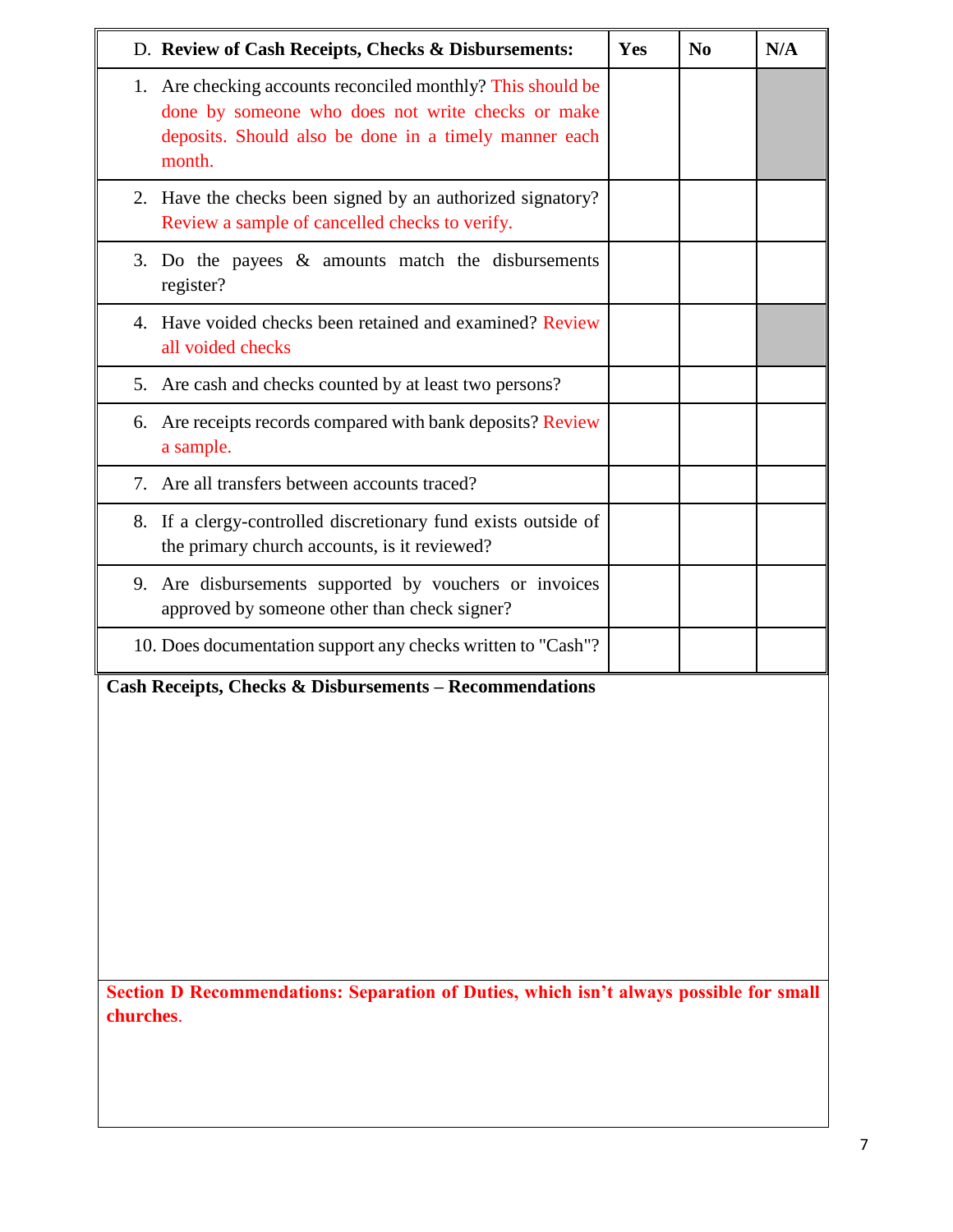| D. **Review of Cash Receipts, Checks & Disbursements:** | **Yes** | **No** | **N/A** |
|---|---|---|---|
| 1. Are checking accounts reconciled monthly? This should be done by someone who does not write checks or make deposits. Should also be done in a timely manner each month. | | | |
| 2. Have the checks been signed by an authorized signatory? Review a sample of cancelled checks to verify. | | | |
| 3. Do the payees & amounts match the disbursements register? | | | |
| 4. Have voided checks been retained and examined? Review all voided checks | | | |
| 5. Are cash and checks counted by at least two persons? | | | |
| 6. Are receipts records compared with bank deposits? Review a sample. | | | |
| 7. Are all transfers between accounts traced? | | | |
| 8. If a clergy-controlled discretionary fund exists outside of the primary church accounts, is it reviewed? | | | |
| 9. Are disbursements supported by vouchers or invoices approved by someone other than check signer? | | | |
| 10. Does documentation support any checks written to "Cash"? | | | |

**Cash Receipts, Checks & Disbursements – Recommendations**

**Section D Recommendations: Separation of Duties, which isn't always possible for small churches**.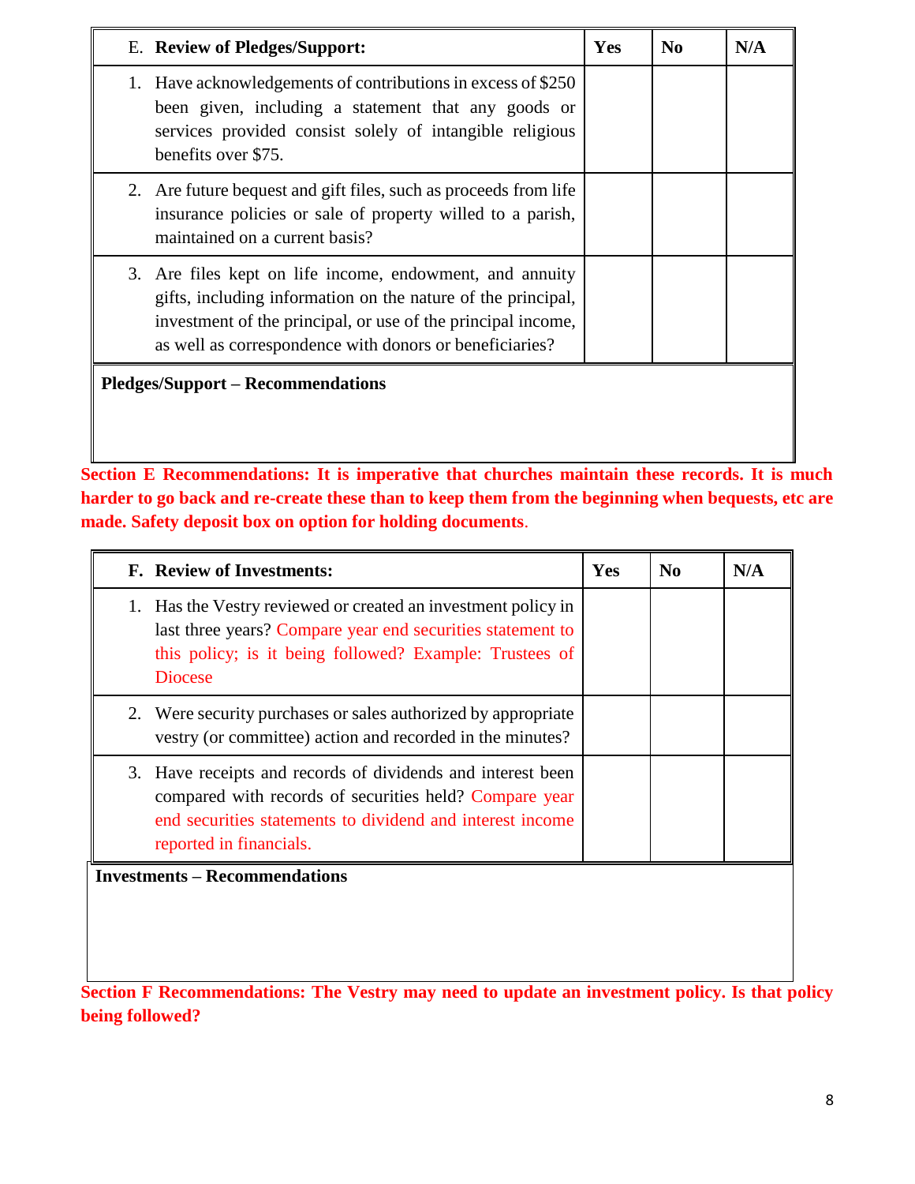| E. **Review of Pledges/Support:** | **Yes** | **No** | **N/A** |
| --- | --- | --- | --- |
| 1. Have acknowledgements of contributions in excess of $250 been given, including a statement that any goods or services provided consist solely of intangible religious benefits over $75. | | | |
| 2. Are future bequest and gift files, such as proceeds from life insurance policies or sale of property willed to a parish, maintained on a current basis? | | | |
| 3. Are files kept on life income, endowment, and annuity gifts, including information on the nature of the principal, investment of the principal, or use of the principal income, as well as correspondence with donors or beneficiaries? | | | |

**Pledges/Support – Recommendations**

**Section E Recommendations: It is imperative that churches maintain these records. It is much harder to go back and re-create these than to keep them from the beginning when bequests, etc are made. Safety deposit box on option for holding documents**.

| **F. Review of Investments:** | **Yes** | **No** | **N/A** |
| --- | --- | --- | --- |
| 1. Has the Vestry reviewed or created an investment policy in last three years? Compare year end securities statement to this policy; is it being followed? Example: Trustees of Diocese | | | |
| 2. Were security purchases or sales authorized by appropriate vestry (or committee) action and recorded in the minutes? | | | |
| 3. Have receipts and records of dividends and interest been compared with records of securities held? Compare year end securities statements to dividend and interest income reported in financials. | | | |

**Investments – Recommendations**

**Section F Recommendations: The Vestry may need to update an investment policy. Is that policy being followed?**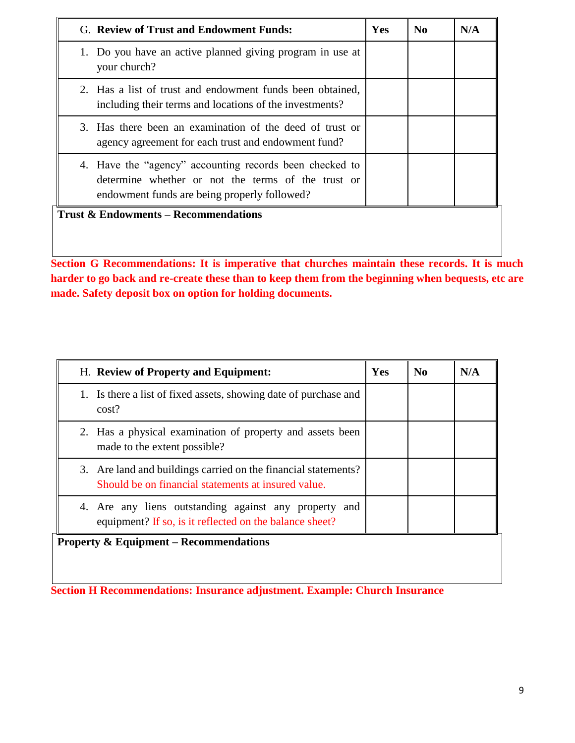| G. **Review of Trust and Endowment Funds:** | **Yes** | **No** | **N/A** |
|---|---|---|---|
| 1. Do you have an active planned giving program in use at your church? | | | |
| 2. Has a list of trust and endowment funds been obtained, including their terms and locations of the investments? | | | |
| 3. Has there been an examination of the deed of trust or agency agreement for each trust and endowment fund? | | | |
| 4. Have the "agency" accounting records been checked to determine whether or not the terms of the trust or endowment funds are being properly followed? | | | |

**Trust & Endowments – Recommendations**

**Section G Recommendations: It is imperative that churches maintain these records. It is much harder to go back and re-create these than to keep them from the beginning when bequests, etc are made. Safety deposit box on option for holding documents.**

| H. **Review of Property and Equipment:** | **Yes** | **No** | **N/A** |
|---|---|---|---|
| 1. Is there a list of fixed assets, showing date of purchase and cost? | | | |
| 2. Has a physical examination of property and assets been made to the extent possible? | | | |
| 3. Are land and buildings carried on the financial statements? Should be on financial statements at insured value. | | | |
| 4. Are any liens outstanding against any property and equipment? If so, is it reflected on the balance sheet? | | | |

**Property & Equipment – Recommendations**

**Section H Recommendations: Insurance adjustment. Example: Church Insurance**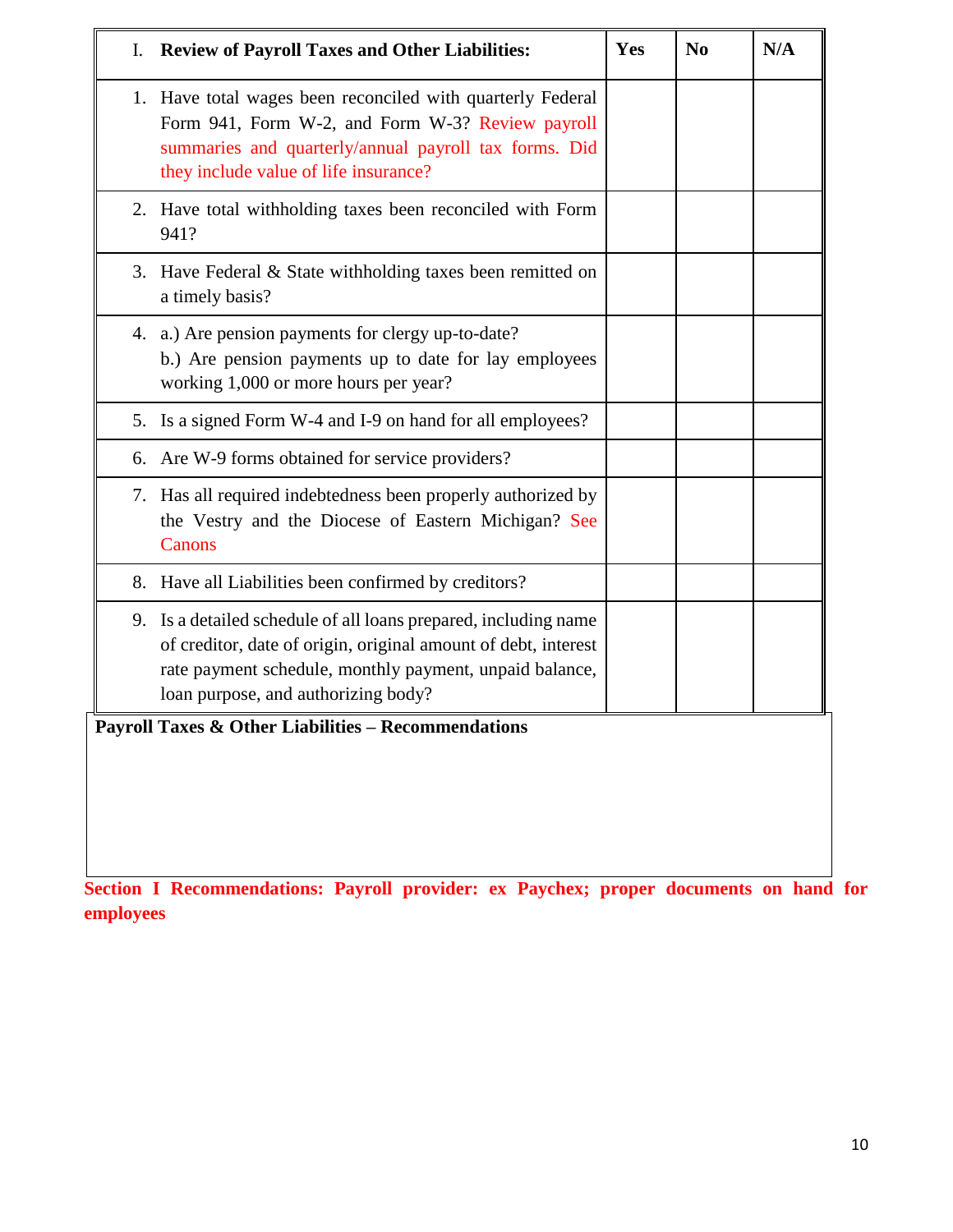| I. **Review of Payroll Taxes and Other Liabilities:** | **Yes** | **No** | **N/A** |
|---|---|---|---|
| 1. Have total wages been reconciled with quarterly Federal Form 941, Form W-2, and Form W-3? Review payroll summaries and quarterly/annual payroll tax forms. Did they include value of life insurance? | | | |
| 2. Have total withholding taxes been reconciled with Form 941? | | | |
| 3. Have Federal & State withholding taxes been remitted on a timely basis? | | | |
| 4. a.) Are pension payments for clergy up-to-date? b.) Are pension payments up to date for lay employees working 1,000 or more hours per year? | | | |
| 5. Is a signed Form W-4 and I-9 on hand for all employees? | | | |
| 6. Are W-9 forms obtained for service providers? | | | |
| 7. Has all required indebtedness been properly authorized by the Vestry and the Diocese of Eastern Michigan? See Canons | | | |
| 8. Have all Liabilities been confirmed by creditors? | | | |
| 9. Is a detailed schedule of all loans prepared, including name of creditor, date of origin, original amount of debt, interest rate payment schedule, monthly payment, unpaid balance, loan purpose, and authorizing body? | | | |

**Payroll Taxes & Other Liabilities – Recommendations**

**Section I Recommendations: Payroll provider: ex Paychex; proper documents on hand for employees**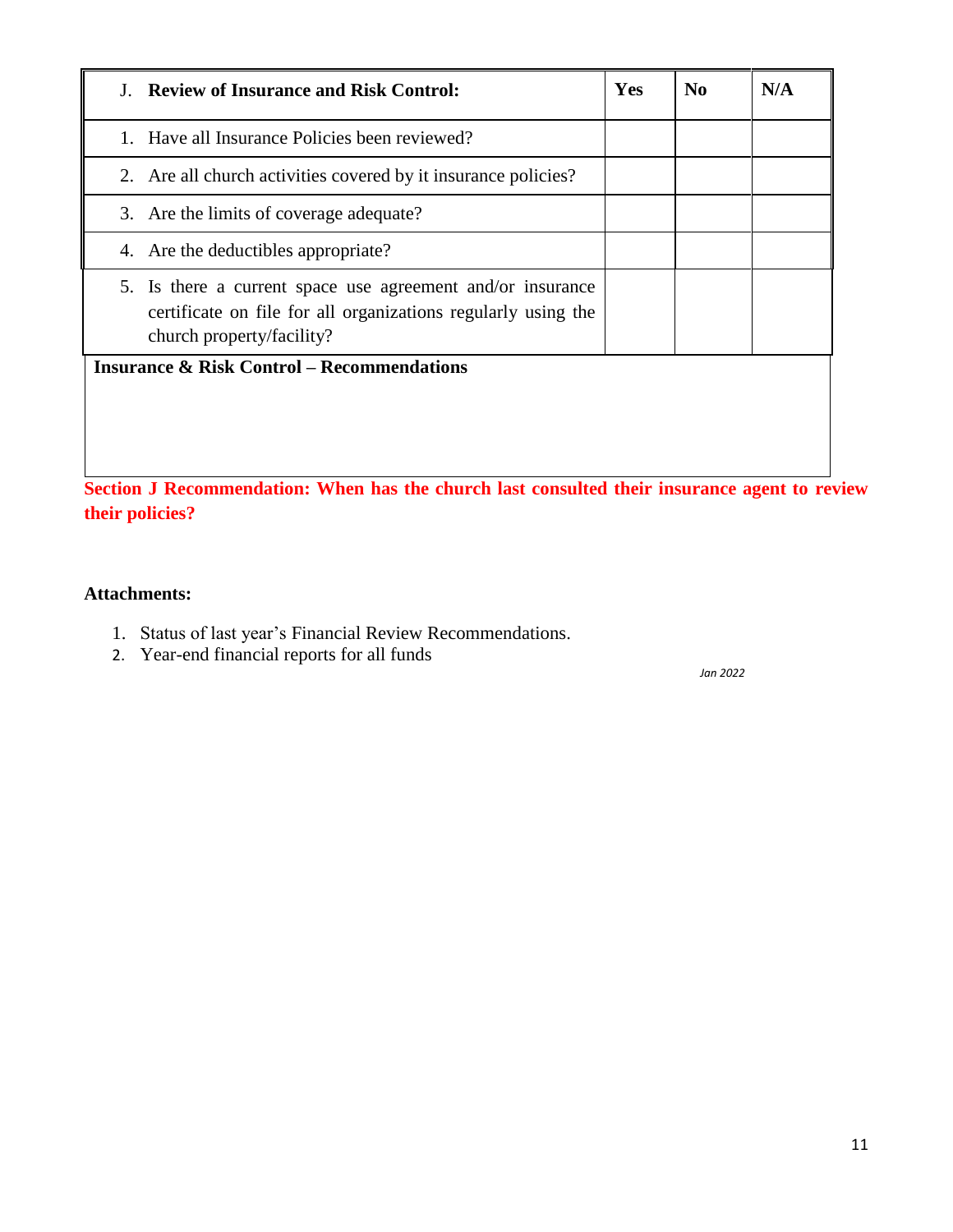| J. **Review of Insurance and Risk Control:** | **Yes** | **No** | **N/A** |
|---|---|---|---|
| 1. Have all Insurance Policies been reviewed? | | | |
| 2. Are all church activities covered by it insurance policies? | | | |
| 3. Are the limits of coverage adequate? | | | |
| 4. Are the deductibles appropriate? | | | |
| 5. Is there a current space use agreement and/or insurance certificate on file for all organizations regularly using the church property/facility? | | | |

**Insurance & Risk Control – Recommendations**

**Section J Recommendation: When has the church last consulted their insurance agent to review their policies?**

**Attachments:**

1. Status of last year's Financial Review Recommendations.
2. Year-end financial reports for all funds

*Jan 2022*